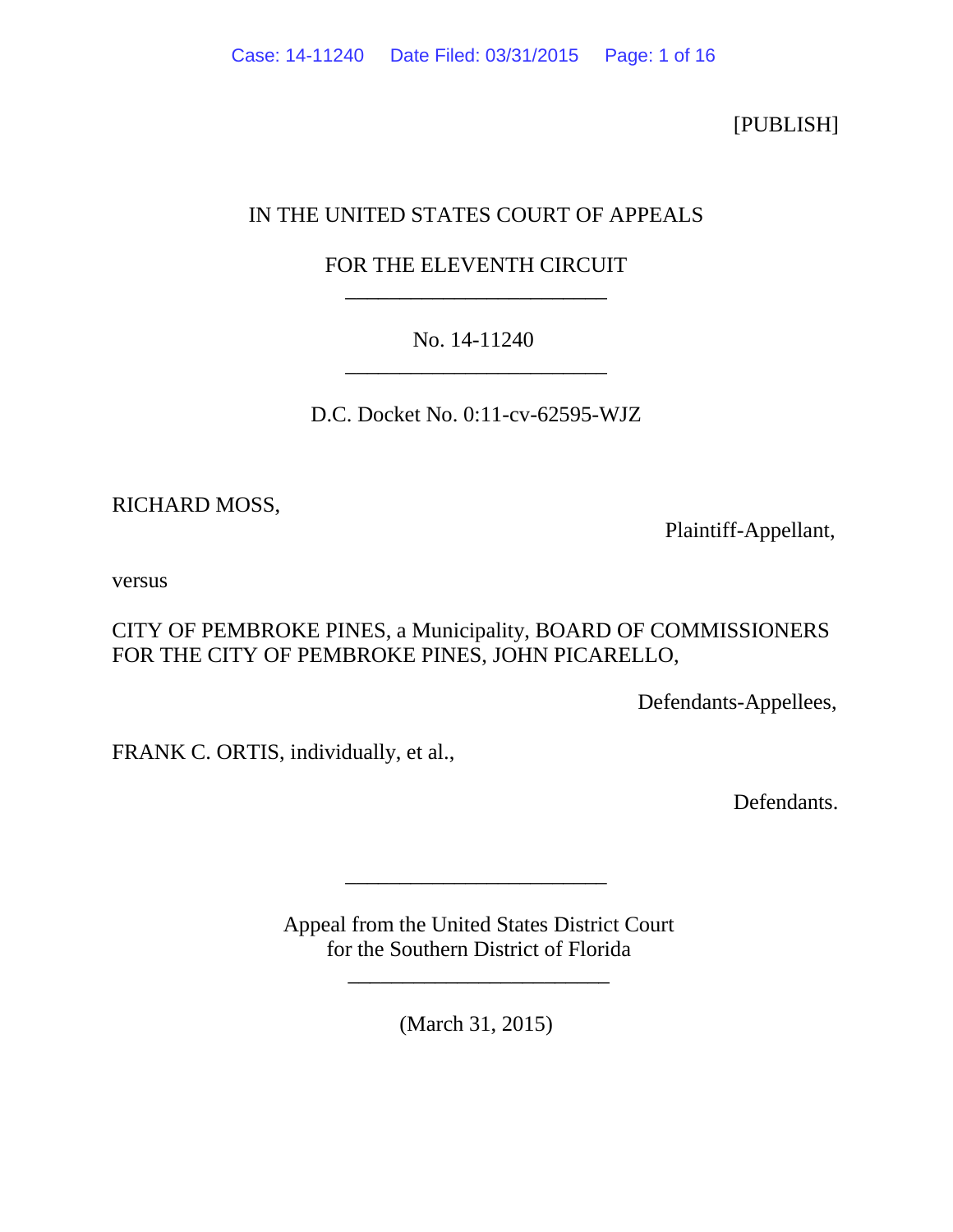[PUBLISH]

IN THE UNITED STATES COURT OF APPEALS

FOR THE ELEVENTH CIRCUIT

________________________

No. 14-11240

________________________

D.C. Docket No. 0:11-cv-62595-WJZ

RICHARD MOSS,

Plaintiff-Appellant,

versus

CITY OF PEMBROKE PINES, a Municipality, BOARD OF COMMISSIONERS FOR THE CITY OF PEMBROKE PINES, JOHN PICARELLO,

Defendants-Appellees,

FRANK C. ORTIS, individually, et al.,

Defendants.

________________________

Appeal from the United States District Court
for the Southern District of Florida

________________________

(March 31, 2015)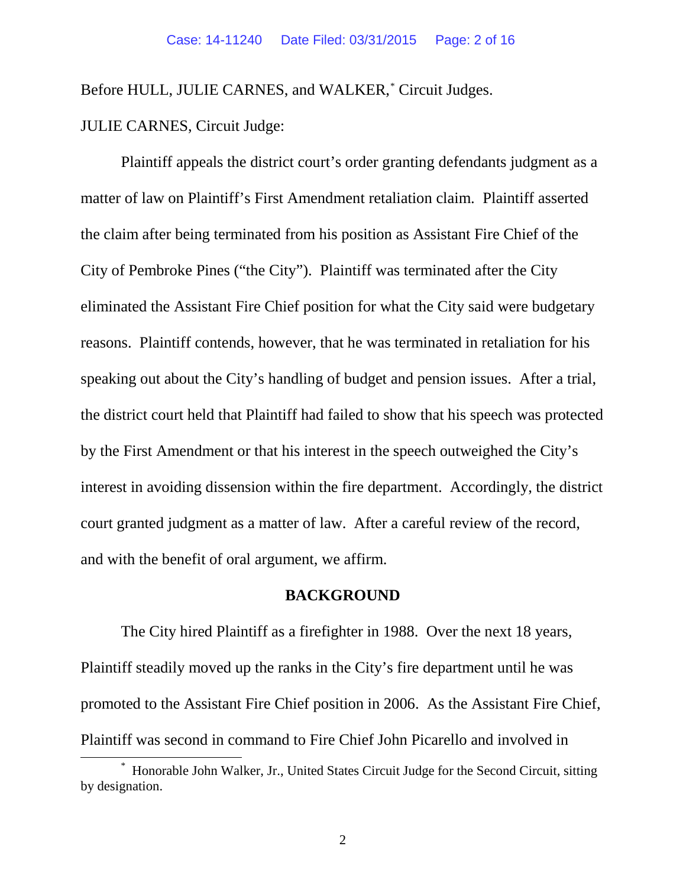Before HULL, JULIE CARNES, and WALKER,* Circuit Judges.

JULIE CARNES, Circuit Judge:

Plaintiff appeals the district court's order granting defendants judgment as a matter of law on Plaintiff's First Amendment retaliation claim. Plaintiff asserted the claim after being terminated from his position as Assistant Fire Chief of the City of Pembroke Pines ("the City"). Plaintiff was terminated after the City eliminated the Assistant Fire Chief position for what the City said were budgetary reasons. Plaintiff contends, however, that he was terminated in retaliation for his speaking out about the City's handling of budget and pension issues. After a trial, the district court held that Plaintiff had failed to show that his speech was protected by the First Amendment or that his interest in the speech outweighed the City's interest in avoiding dissension within the fire department. Accordingly, the district court granted judgment as a matter of law. After a careful review of the record, and with the benefit of oral argument, we affirm.

## BACKGROUND

The City hired Plaintiff as a firefighter in 1988. Over the next 18 years, Plaintiff steadily moved up the ranks in the City's fire department until he was promoted to the Assistant Fire Chief position in 2006. As the Assistant Fire Chief, Plaintiff was second in command to Fire Chief John Picarello and involved in

---

* Honorable John Walker, Jr., United States Circuit Judge for the Second Circuit, sitting by designation.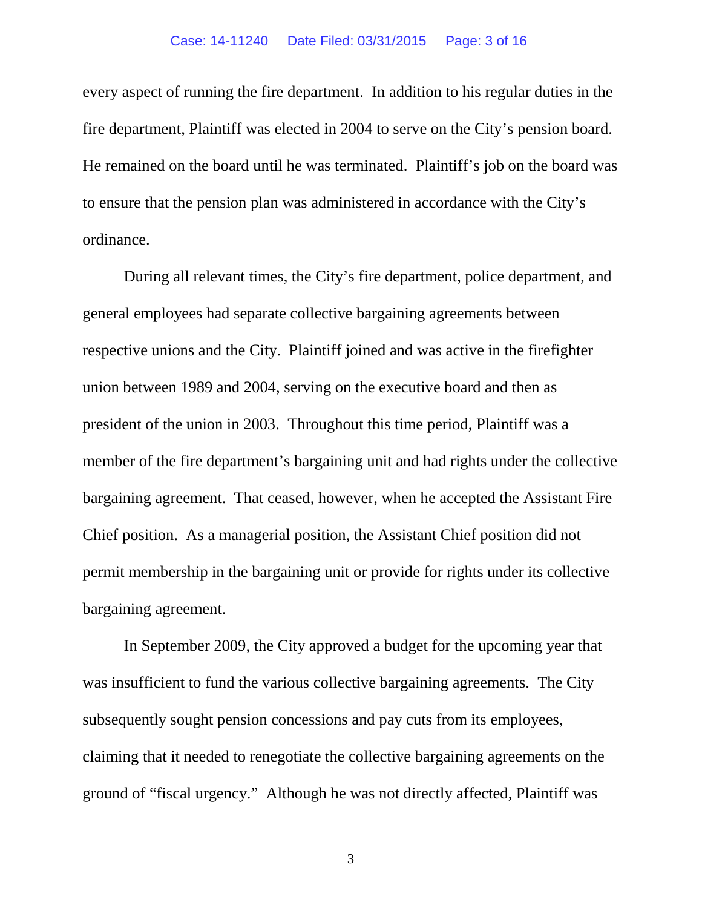every aspect of running the fire department. In addition to his regular duties in the fire department, Plaintiff was elected in 2004 to serve on the City's pension board. He remained on the board until he was terminated. Plaintiff's job on the board was to ensure that the pension plan was administered in accordance with the City's ordinance.

During all relevant times, the City's fire department, police department, and general employees had separate collective bargaining agreements between respective unions and the City. Plaintiff joined and was active in the firefighter union between 1989 and 2004, serving on the executive board and then as president of the union in 2003. Throughout this time period, Plaintiff was a member of the fire department's bargaining unit and had rights under the collective bargaining agreement. That ceased, however, when he accepted the Assistant Fire Chief position. As a managerial position, the Assistant Chief position did not permit membership in the bargaining unit or provide for rights under its collective bargaining agreement.

In September 2009, the City approved a budget for the upcoming year that was insufficient to fund the various collective bargaining agreements. The City subsequently sought pension concessions and pay cuts from its employees, claiming that it needed to renegotiate the collective bargaining agreements on the ground of "fiscal urgency." Although he was not directly affected, Plaintiff was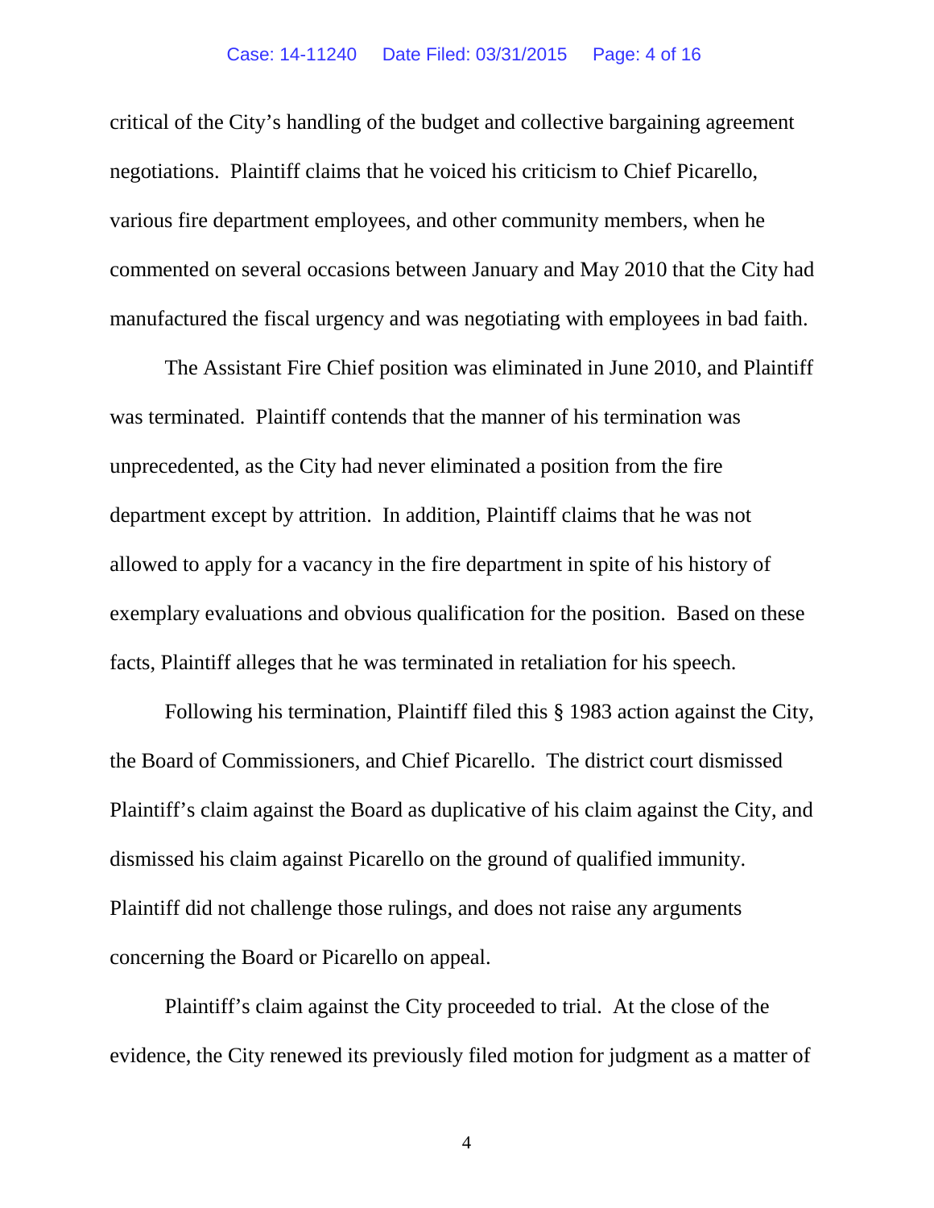critical of the City's handling of the budget and collective bargaining agreement negotiations. Plaintiff claims that he voiced his criticism to Chief Picarello, various fire department employees, and other community members, when he commented on several occasions between January and May 2010 that the City had manufactured the fiscal urgency and was negotiating with employees in bad faith.

The Assistant Fire Chief position was eliminated in June 2010, and Plaintiff was terminated. Plaintiff contends that the manner of his termination was unprecedented, as the City had never eliminated a position from the fire department except by attrition. In addition, Plaintiff claims that he was not allowed to apply for a vacancy in the fire department in spite of his history of exemplary evaluations and obvious qualification for the position. Based on these facts, Plaintiff alleges that he was terminated in retaliation for his speech.

Following his termination, Plaintiff filed this § 1983 action against the City, the Board of Commissioners, and Chief Picarello. The district court dismissed Plaintiff's claim against the Board as duplicative of his claim against the City, and dismissed his claim against Picarello on the ground of qualified immunity. Plaintiff did not challenge those rulings, and does not raise any arguments concerning the Board or Picarello on appeal.

Plaintiff's claim against the City proceeded to trial. At the close of the evidence, the City renewed its previously filed motion for judgment as a matter of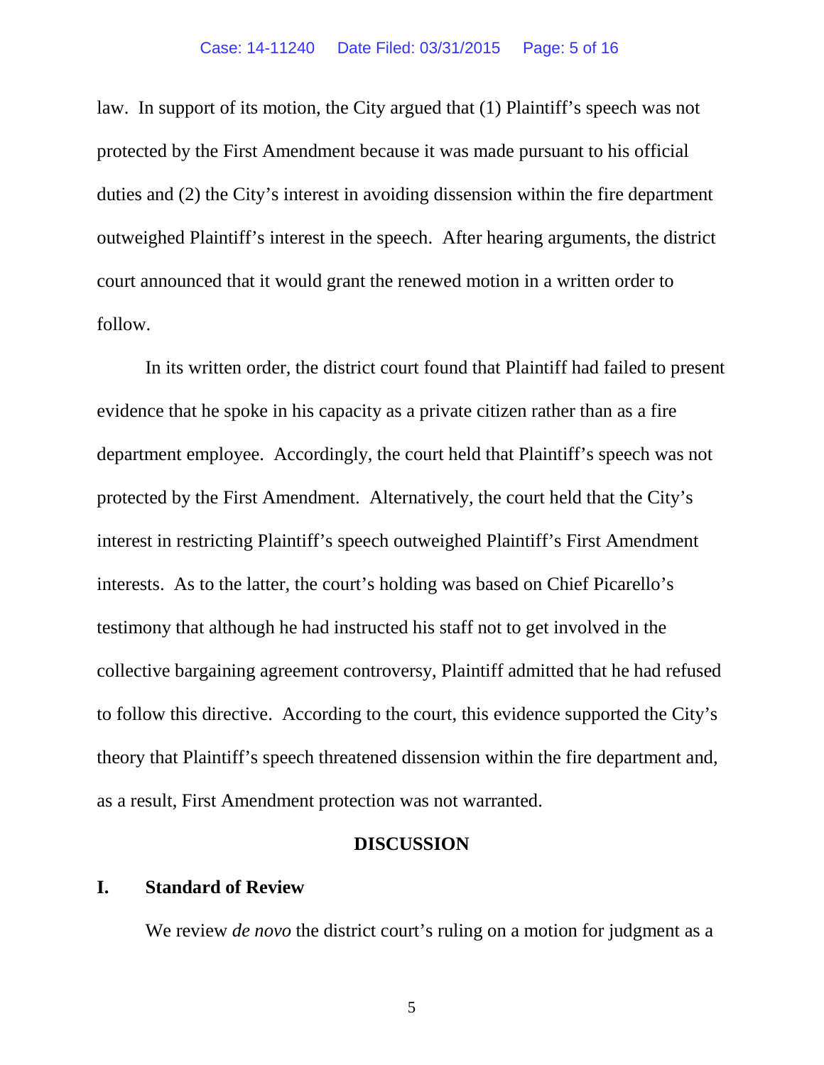law. In support of its motion, the City argued that (1) Plaintiff's speech was not protected by the First Amendment because it was made pursuant to his official duties and (2) the City's interest in avoiding dissension within the fire department outweighed Plaintiff's interest in the speech. After hearing arguments, the district court announced that it would grant the renewed motion in a written order to follow.

In its written order, the district court found that Plaintiff had failed to present evidence that he spoke in his capacity as a private citizen rather than as a fire department employee. Accordingly, the court held that Plaintiff's speech was not protected by the First Amendment. Alternatively, the court held that the City's interest in restricting Plaintiff's speech outweighed Plaintiff's First Amendment interests. As to the latter, the court's holding was based on Chief Picarello's testimony that although he had instructed his staff not to get involved in the collective bargaining agreement controversy, Plaintiff admitted that he had refused to follow this directive. According to the court, this evidence supported the City's theory that Plaintiff's speech threatened dissension within the fire department and, as a result, First Amendment protection was not warranted.

## DISCUSSION

### I. Standard of Review

We review *de novo* the district court's ruling on a motion for judgment as a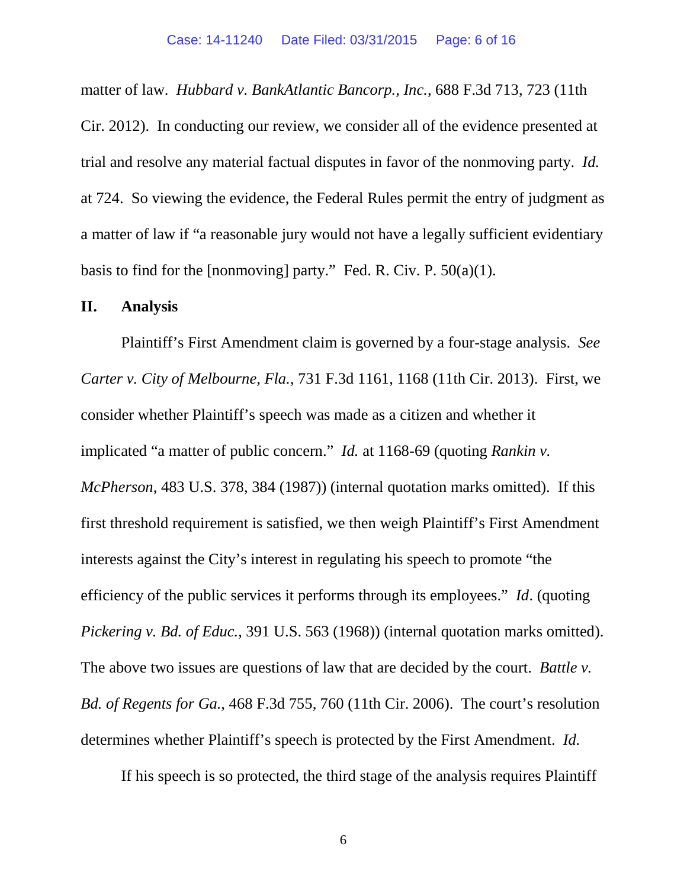matter of law. *Hubbard v. BankAtlantic Bancorp., Inc.*, 688 F.3d 713, 723 (11th Cir. 2012). In conducting our review, we consider all of the evidence presented at trial and resolve any material factual disputes in favor of the nonmoving party. *Id.* at 724. So viewing the evidence, the Federal Rules permit the entry of judgment as a matter of law if "a reasonable jury would not have a legally sufficient evidentiary basis to find for the [nonmoving] party." Fed. R. Civ. P. 50(a)(1).

## II. Analysis

Plaintiff's First Amendment claim is governed by a four-stage analysis. *See Carter v. City of Melbourne, Fla.*, 731 F.3d 1161, 1168 (11th Cir. 2013). First, we consider whether Plaintiff's speech was made as a citizen and whether it implicated "a matter of public concern." *Id.* at 1168-69 (quoting *Rankin v. McPherson*, 483 U.S. 378, 384 (1987)) (internal quotation marks omitted). If this first threshold requirement is satisfied, we then weigh Plaintiff's First Amendment interests against the City's interest in regulating his speech to promote "the efficiency of the public services it performs through its employees." *Id*. (quoting *Pickering v. Bd. of Educ.*, 391 U.S. 563 (1968)) (internal quotation marks omitted). The above two issues are questions of law that are decided by the court. *Battle v. Bd. of Regents for Ga.*, 468 F.3d 755, 760 (11th Cir. 2006). The court's resolution determines whether Plaintiff's speech is protected by the First Amendment. *Id.*

If his speech is so protected, the third stage of the analysis requires Plaintiff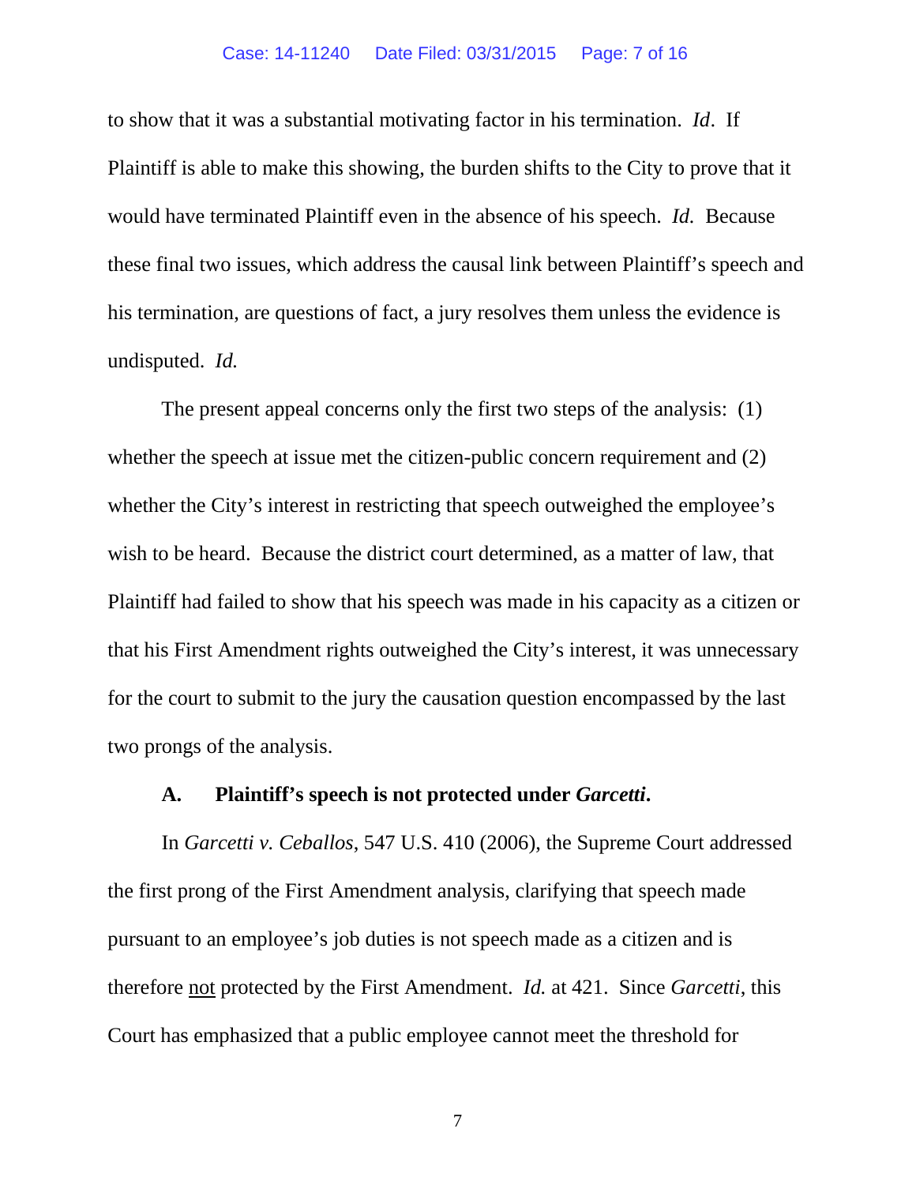to show that it was a substantial motivating factor in his termination. *Id*. If Plaintiff is able to make this showing, the burden shifts to the City to prove that it would have terminated Plaintiff even in the absence of his speech. *Id.* Because these final two issues, which address the causal link between Plaintiff's speech and his termination, are questions of fact, a jury resolves them unless the evidence is undisputed. *Id.*

The present appeal concerns only the first two steps of the analysis: (1) whether the speech at issue met the citizen-public concern requirement and (2) whether the City's interest in restricting that speech outweighed the employee's wish to be heard. Because the district court determined, as a matter of law, that Plaintiff had failed to show that his speech was made in his capacity as a citizen or that his First Amendment rights outweighed the City's interest, it was unnecessary for the court to submit to the jury the causation question encompassed by the last two prongs of the analysis.

### A. Plaintiff's speech is not protected under *Garcetti*.

In *Garcetti v. Ceballos*, 547 U.S. 410 (2006), the Supreme Court addressed the first prong of the First Amendment analysis, clarifying that speech made pursuant to an employee's job duties is not speech made as a citizen and is therefore <u>not</u> protected by the First Amendment. *Id.* at 421. Since *Garcetti*, this Court has emphasized that a public employee cannot meet the threshold for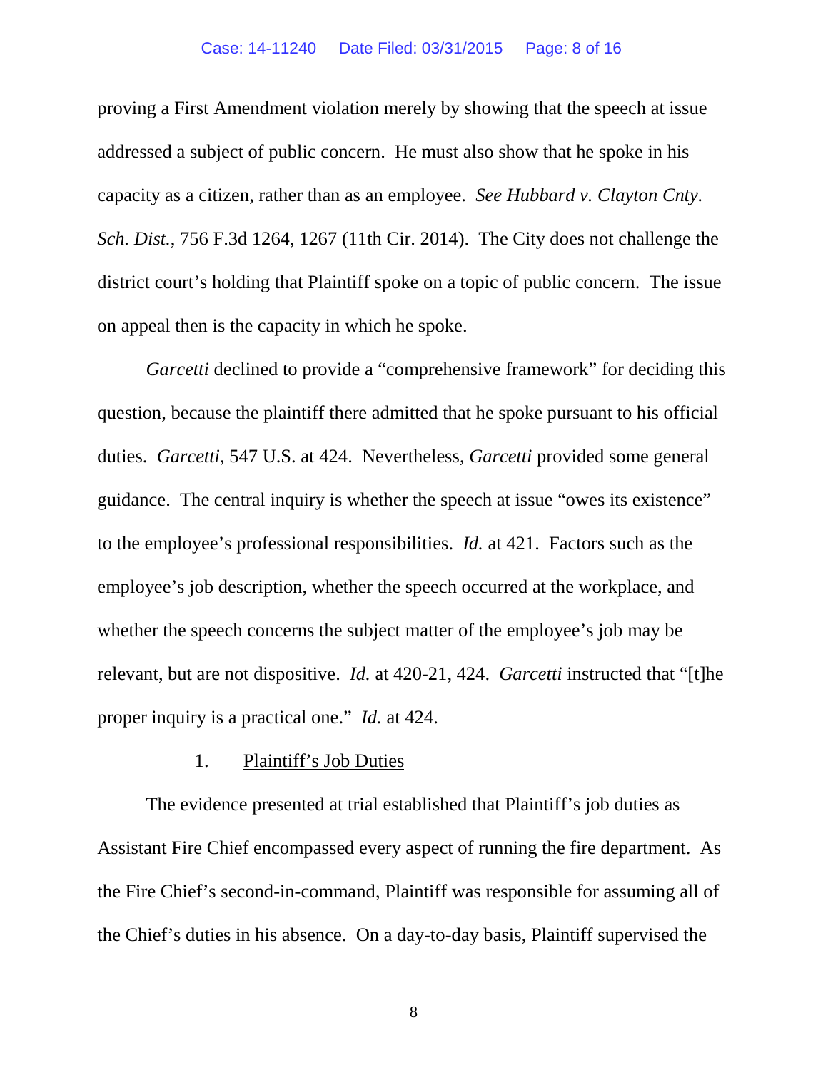proving a First Amendment violation merely by showing that the speech at issue addressed a subject of public concern. He must also show that he spoke in his capacity as a citizen, rather than as an employee. *See Hubbard v. Clayton Cnty. Sch. Dist.*, 756 F.3d 1264, 1267 (11th Cir. 2014). The City does not challenge the district court's holding that Plaintiff spoke on a topic of public concern. The issue on appeal then is the capacity in which he spoke.

*Garcetti* declined to provide a "comprehensive framework" for deciding this question, because the plaintiff there admitted that he spoke pursuant to his official duties. *Garcetti*, 547 U.S. at 424. Nevertheless, *Garcetti* provided some general guidance. The central inquiry is whether the speech at issue "owes its existence" to the employee's professional responsibilities. *Id.* at 421. Factors such as the employee's job description, whether the speech occurred at the workplace, and whether the speech concerns the subject matter of the employee's job may be relevant, but are not dispositive. *Id.* at 420-21, 424. *Garcetti* instructed that "[t]he proper inquiry is a practical one." *Id.* at 424.

1. Plaintiff's Job Duties

The evidence presented at trial established that Plaintiff's job duties as Assistant Fire Chief encompassed every aspect of running the fire department. As the Fire Chief's second-in-command, Plaintiff was responsible for assuming all of the Chief's duties in his absence. On a day-to-day basis, Plaintiff supervised the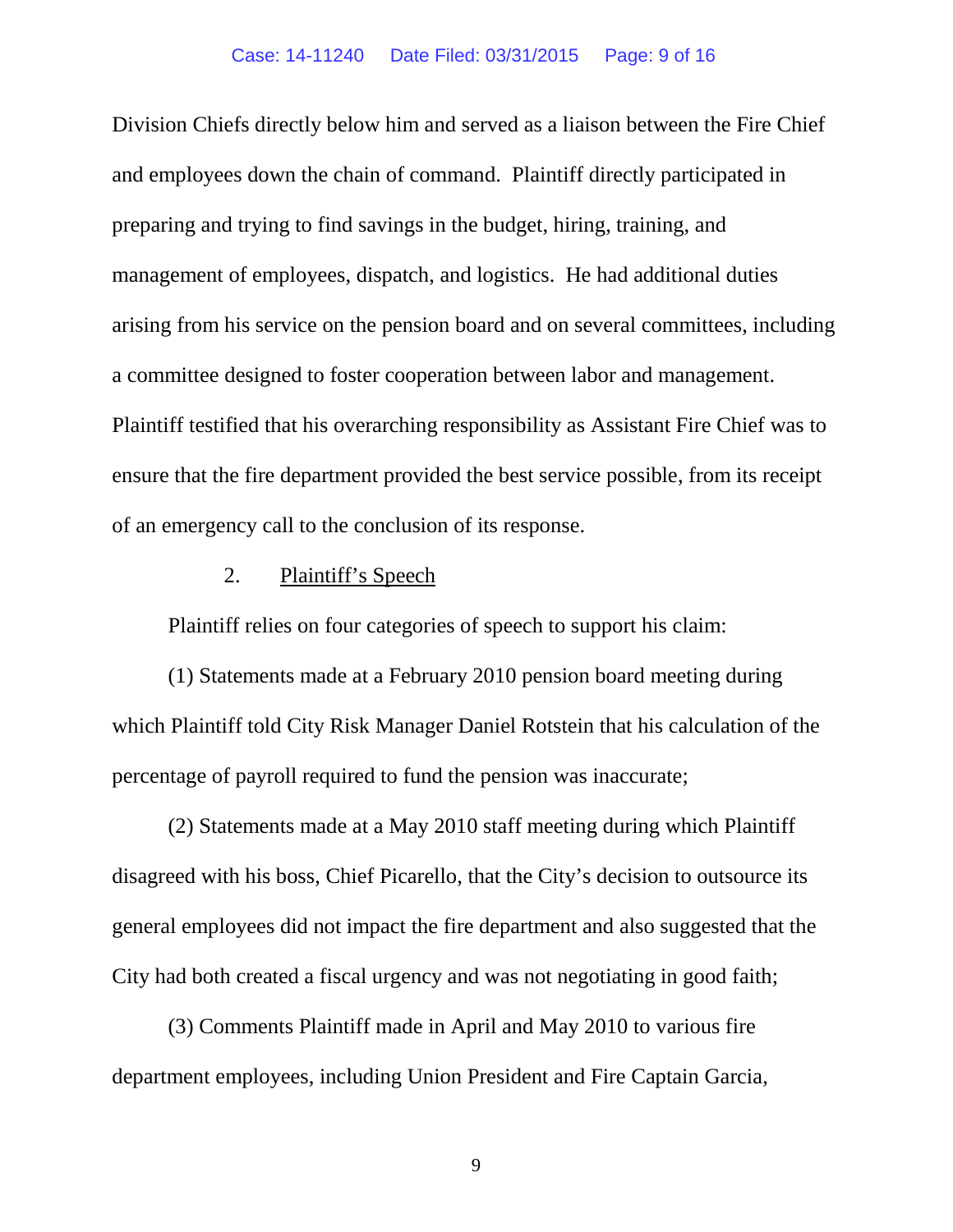Division Chiefs directly below him and served as a liaison between the Fire Chief and employees down the chain of command. Plaintiff directly participated in preparing and trying to find savings in the budget, hiring, training, and management of employees, dispatch, and logistics. He had additional duties arising from his service on the pension board and on several committees, including a committee designed to foster cooperation between labor and management. Plaintiff testified that his overarching responsibility as Assistant Fire Chief was to ensure that the fire department provided the best service possible, from its receipt of an emergency call to the conclusion of its response.

2. <u>Plaintiff's Speech</u>

Plaintiff relies on four categories of speech to support his claim:

(1) Statements made at a February 2010 pension board meeting during which Plaintiff told City Risk Manager Daniel Rotstein that his calculation of the percentage of payroll required to fund the pension was inaccurate;

(2) Statements made at a May 2010 staff meeting during which Plaintiff disagreed with his boss, Chief Picarello, that the City's decision to outsource its general employees did not impact the fire department and also suggested that the City had both created a fiscal urgency and was not negotiating in good faith;

(3) Comments Plaintiff made in April and May 2010 to various fire department employees, including Union President and Fire Captain Garcia,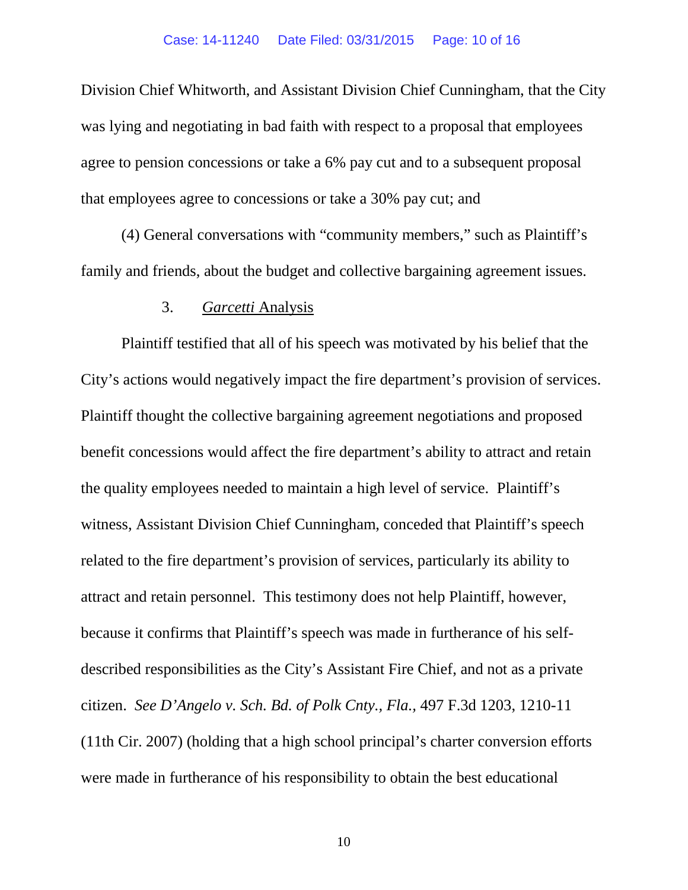Division Chief Whitworth, and Assistant Division Chief Cunningham, that the City was lying and negotiating in bad faith with respect to a proposal that employees agree to pension concessions or take a 6% pay cut and to a subsequent proposal that employees agree to concessions or take a 30% pay cut; and

(4) General conversations with "community members," such as Plaintiff's family and friends, about the budget and collective bargaining agreement issues.

### 3. *Garcetti* Analysis

Plaintiff testified that all of his speech was motivated by his belief that the City's actions would negatively impact the fire department's provision of services. Plaintiff thought the collective bargaining agreement negotiations and proposed benefit concessions would affect the fire department's ability to attract and retain the quality employees needed to maintain a high level of service. Plaintiff's witness, Assistant Division Chief Cunningham, conceded that Plaintiff's speech related to the fire department's provision of services, particularly its ability to attract and retain personnel. This testimony does not help Plaintiff, however, because it confirms that Plaintiff's speech was made in furtherance of his self-described responsibilities as the City's Assistant Fire Chief, and not as a private citizen. *See D'Angelo v. Sch. Bd. of Polk Cnty., Fla.*, 497 F.3d 1203, 1210-11 (11th Cir. 2007) (holding that a high school principal's charter conversion efforts were made in furtherance of his responsibility to obtain the best educational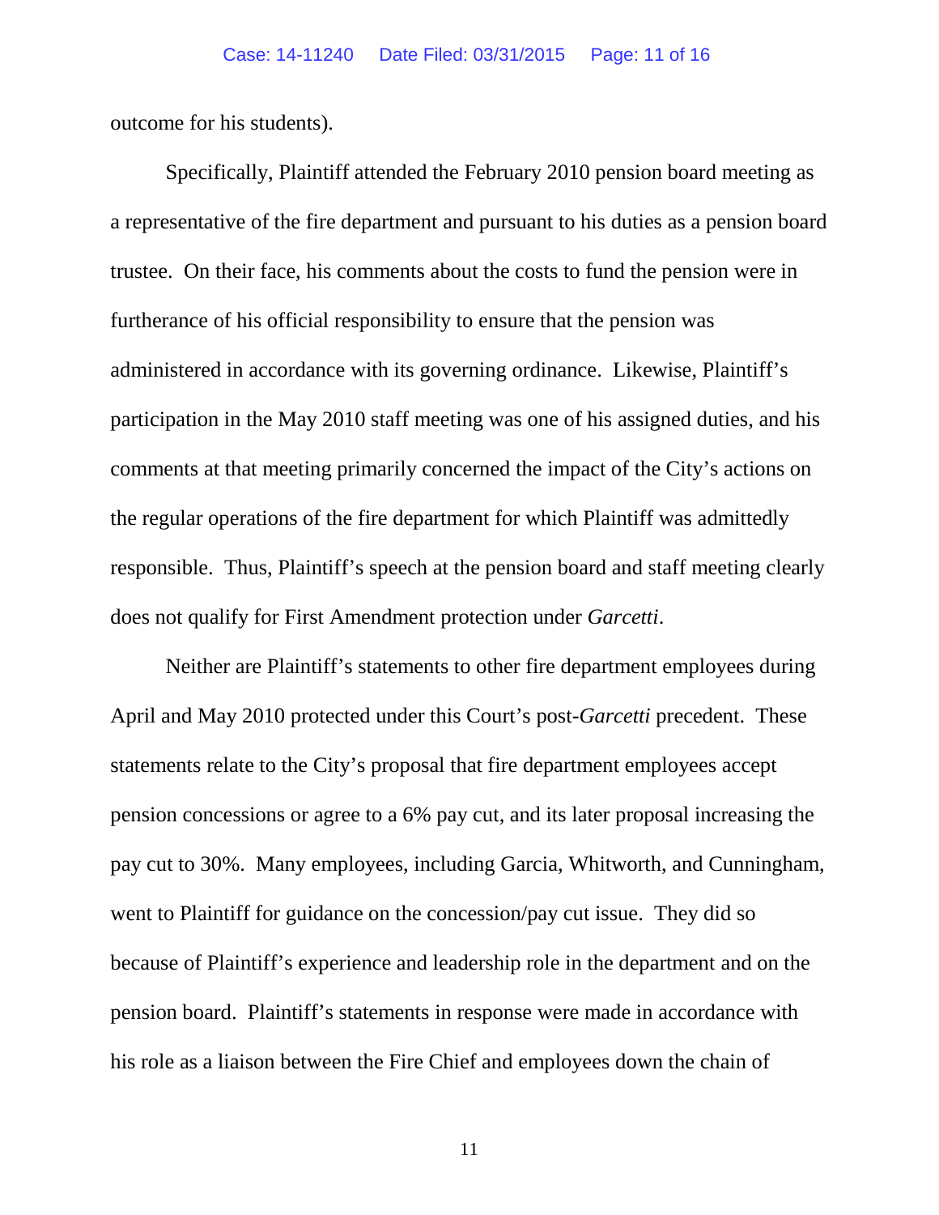outcome for his students).

Specifically, Plaintiff attended the February 2010 pension board meeting as a representative of the fire department and pursuant to his duties as a pension board trustee. On their face, his comments about the costs to fund the pension were in furtherance of his official responsibility to ensure that the pension was administered in accordance with its governing ordinance. Likewise, Plaintiff's participation in the May 2010 staff meeting was one of his assigned duties, and his comments at that meeting primarily concerned the impact of the City's actions on the regular operations of the fire department for which Plaintiff was admittedly responsible. Thus, Plaintiff's speech at the pension board and staff meeting clearly does not qualify for First Amendment protection under *Garcetti*.

Neither are Plaintiff's statements to other fire department employees during April and May 2010 protected under this Court's post-*Garcetti* precedent. These statements relate to the City's proposal that fire department employees accept pension concessions or agree to a 6% pay cut, and its later proposal increasing the pay cut to 30%. Many employees, including Garcia, Whitworth, and Cunningham, went to Plaintiff for guidance on the concession/pay cut issue. They did so because of Plaintiff's experience and leadership role in the department and on the pension board. Plaintiff's statements in response were made in accordance with his role as a liaison between the Fire Chief and employees down the chain of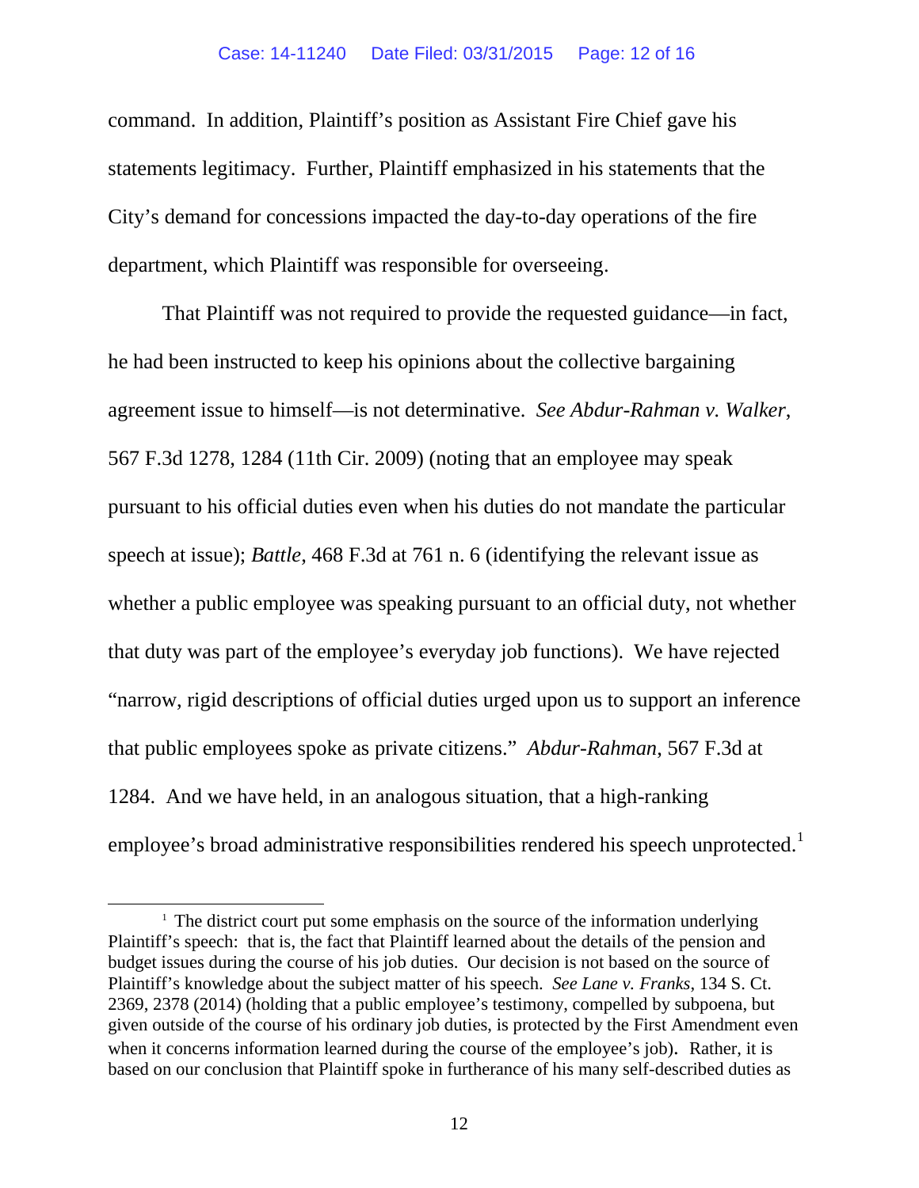command. In addition, Plaintiff's position as Assistant Fire Chief gave his statements legitimacy. Further, Plaintiff emphasized in his statements that the City's demand for concessions impacted the day-to-day operations of the fire department, which Plaintiff was responsible for overseeing.

That Plaintiff was not required to provide the requested guidance—in fact, he had been instructed to keep his opinions about the collective bargaining agreement issue to himself—is not determinative. *See Abdur-Rahman v. Walker*, 567 F.3d 1278, 1284 (11th Cir. 2009) (noting that an employee may speak pursuant to his official duties even when his duties do not mandate the particular speech at issue); *Battle*, 468 F.3d at 761 n. 6 (identifying the relevant issue as whether a public employee was speaking pursuant to an official duty, not whether that duty was part of the employee's everyday job functions). We have rejected "narrow, rigid descriptions of official duties urged upon us to support an inference that public employees spoke as private citizens." *Abdur-Rahman*, 567 F.3d at 1284. And we have held, in an analogous situation, that a high-ranking employee's broad administrative responsibilities rendered his speech unprotected.[1]

[1] The district court put some emphasis on the source of the information underlying Plaintiff's speech: that is, the fact that Plaintiff learned about the details of the pension and budget issues during the course of his job duties. Our decision is not based on the source of Plaintiff's knowledge about the subject matter of his speech. *See Lane v. Franks*, 134 S. Ct. 2369, 2378 (2014) (holding that a public employee's testimony, compelled by subpoena, but given outside of the course of his ordinary job duties, is protected by the First Amendment even when it concerns information learned during the course of the employee's job). Rather, it is based on our conclusion that Plaintiff spoke in furtherance of his many self-described duties as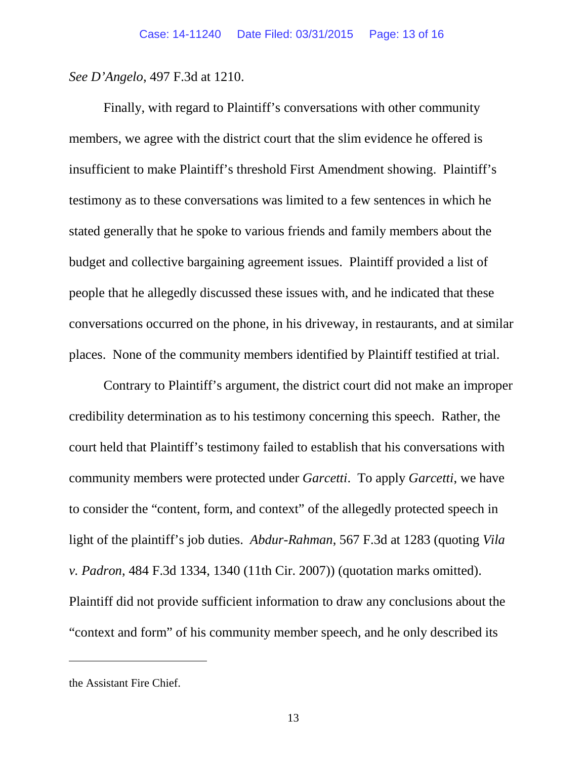*See D'Angelo*, 497 F.3d at 1210.

Finally, with regard to Plaintiff's conversations with other community members, we agree with the district court that the slim evidence he offered is insufficient to make Plaintiff's threshold First Amendment showing. Plaintiff's testimony as to these conversations was limited to a few sentences in which he stated generally that he spoke to various friends and family members about the budget and collective bargaining agreement issues. Plaintiff provided a list of people that he allegedly discussed these issues with, and he indicated that these conversations occurred on the phone, in his driveway, in restaurants, and at similar places. None of the community members identified by Plaintiff testified at trial.

Contrary to Plaintiff's argument, the district court did not make an improper credibility determination as to his testimony concerning this speech. Rather, the court held that Plaintiff's testimony failed to establish that his conversations with community members were protected under *Garcetti*. To apply *Garcetti*, we have to consider the "content, form, and context" of the allegedly protected speech in light of the plaintiff's job duties. *Abdur-Rahman*, 567 F.3d at 1283 (quoting *Vila v. Padron*, 484 F.3d 1334, 1340 (11th Cir. 2007)) (quotation marks omitted). Plaintiff did not provide sufficient information to draw any conclusions about the "context and form" of his community member speech, and he only described its

---

the Assistant Fire Chief.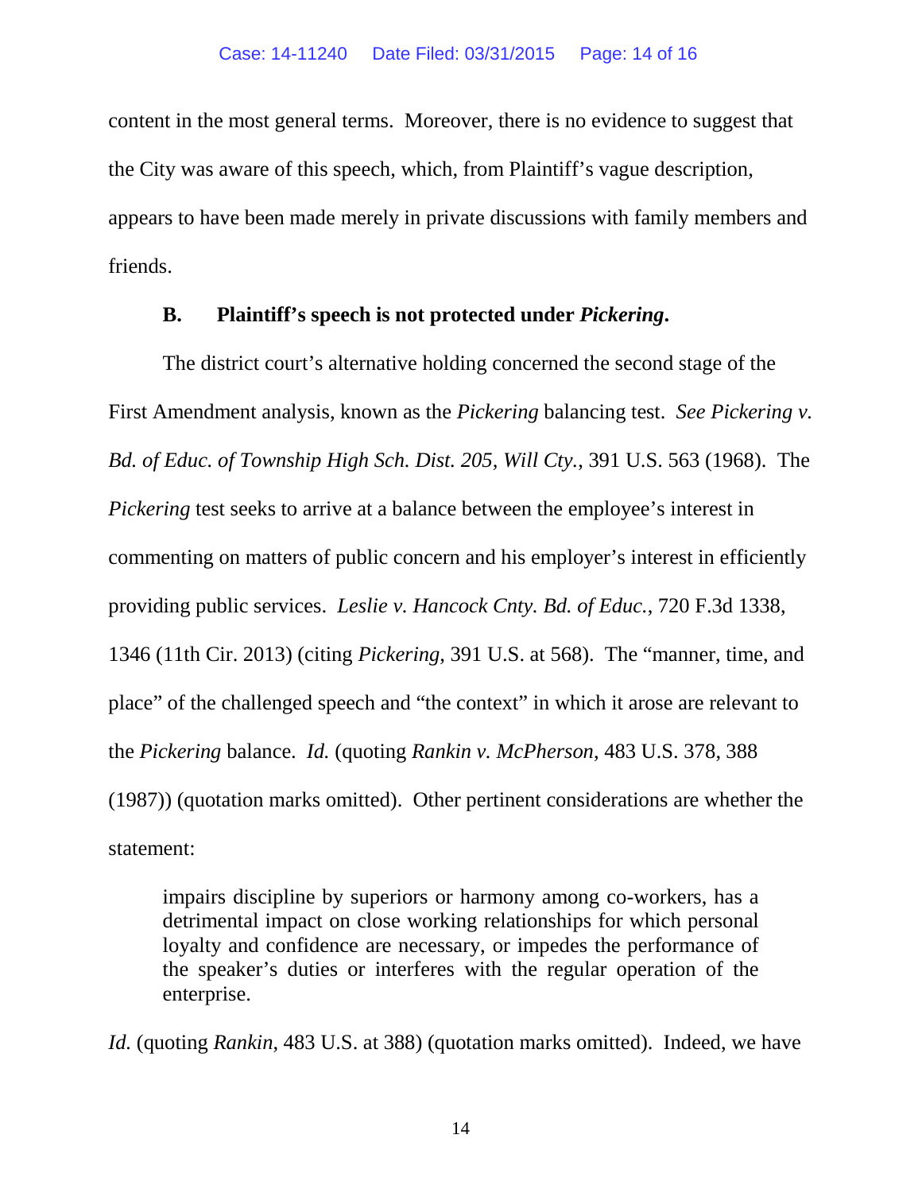content in the most general terms. Moreover, there is no evidence to suggest that the City was aware of this speech, which, from Plaintiff's vague description, appears to have been made merely in private discussions with family members and friends.

### B. Plaintiff's speech is not protected under *Pickering*.

The district court's alternative holding concerned the second stage of the First Amendment analysis, known as the *Pickering* balancing test. *See Pickering v. Bd. of Educ. of Township High Sch. Dist. 205, Will Cty.*, 391 U.S. 563 (1968). The *Pickering* test seeks to arrive at a balance between the employee's interest in commenting on matters of public concern and his employer's interest in efficiently providing public services. *Leslie v. Hancock Cnty. Bd. of Educ.*, 720 F.3d 1338, 1346 (11th Cir. 2013) (citing *Pickering*, 391 U.S. at 568). The "manner, time, and place" of the challenged speech and "the context" in which it arose are relevant to the *Pickering* balance. *Id.* (quoting *Rankin v. McPherson*, 483 U.S. 378, 388 (1987)) (quotation marks omitted). Other pertinent considerations are whether the statement:

> impairs discipline by superiors or harmony among co-workers, has a detrimental impact on close working relationships for which personal loyalty and confidence are necessary, or impedes the performance of the speaker's duties or interferes with the regular operation of the enterprise.

*Id.* (quoting *Rankin*, 483 U.S. at 388) (quotation marks omitted). Indeed, we have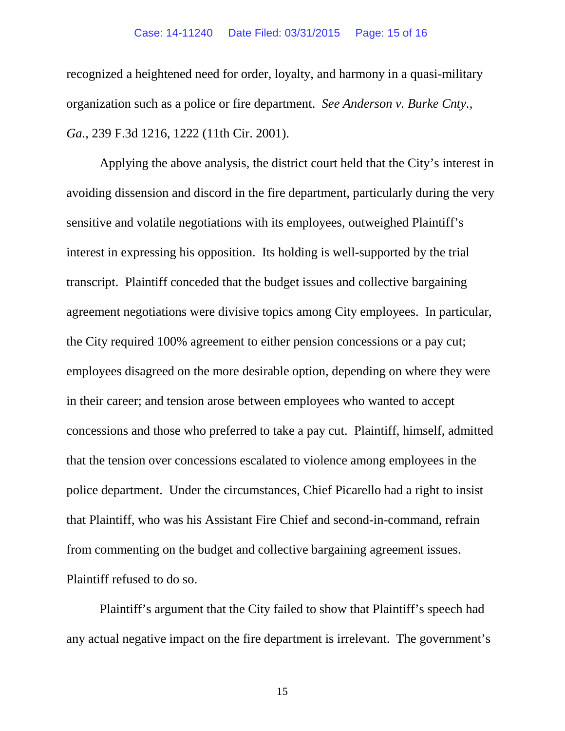recognized a heightened need for order, loyalty, and harmony in a quasi-military organization such as a police or fire department. *See Anderson v. Burke Cnty., Ga.*, 239 F.3d 1216, 1222 (11th Cir. 2001).

Applying the above analysis, the district court held that the City's interest in avoiding dissension and discord in the fire department, particularly during the very sensitive and volatile negotiations with its employees, outweighed Plaintiff's interest in expressing his opposition. Its holding is well-supported by the trial transcript. Plaintiff conceded that the budget issues and collective bargaining agreement negotiations were divisive topics among City employees. In particular, the City required 100% agreement to either pension concessions or a pay cut; employees disagreed on the more desirable option, depending on where they were in their career; and tension arose between employees who wanted to accept concessions and those who preferred to take a pay cut. Plaintiff, himself, admitted that the tension over concessions escalated to violence among employees in the police department. Under the circumstances, Chief Picarello had a right to insist that Plaintiff, who was his Assistant Fire Chief and second-in-command, refrain from commenting on the budget and collective bargaining agreement issues. Plaintiff refused to do so.

Plaintiff's argument that the City failed to show that Plaintiff's speech had any actual negative impact on the fire department is irrelevant. The government's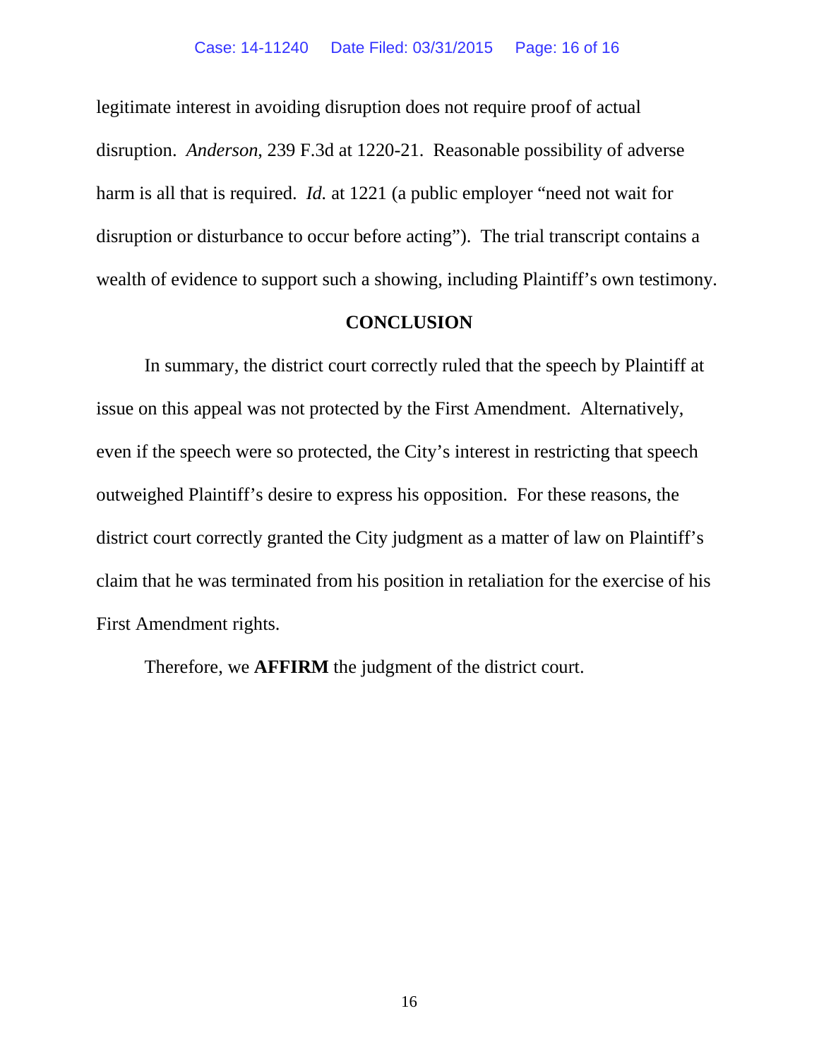legitimate interest in avoiding disruption does not require proof of actual disruption. *Anderson*, 239 F.3d at 1220-21. Reasonable possibility of adverse harm is all that is required. *Id.* at 1221 (a public employer "need not wait for disruption or disturbance to occur before acting"). The trial transcript contains a wealth of evidence to support such a showing, including Plaintiff's own testimony.

## CONCLUSION

In summary, the district court correctly ruled that the speech by Plaintiff at issue on this appeal was not protected by the First Amendment. Alternatively, even if the speech were so protected, the City's interest in restricting that speech outweighed Plaintiff's desire to express his opposition. For these reasons, the district court correctly granted the City judgment as a matter of law on Plaintiff's claim that he was terminated from his position in retaliation for the exercise of his First Amendment rights.

Therefore, we **AFFIRM** the judgment of the district court.